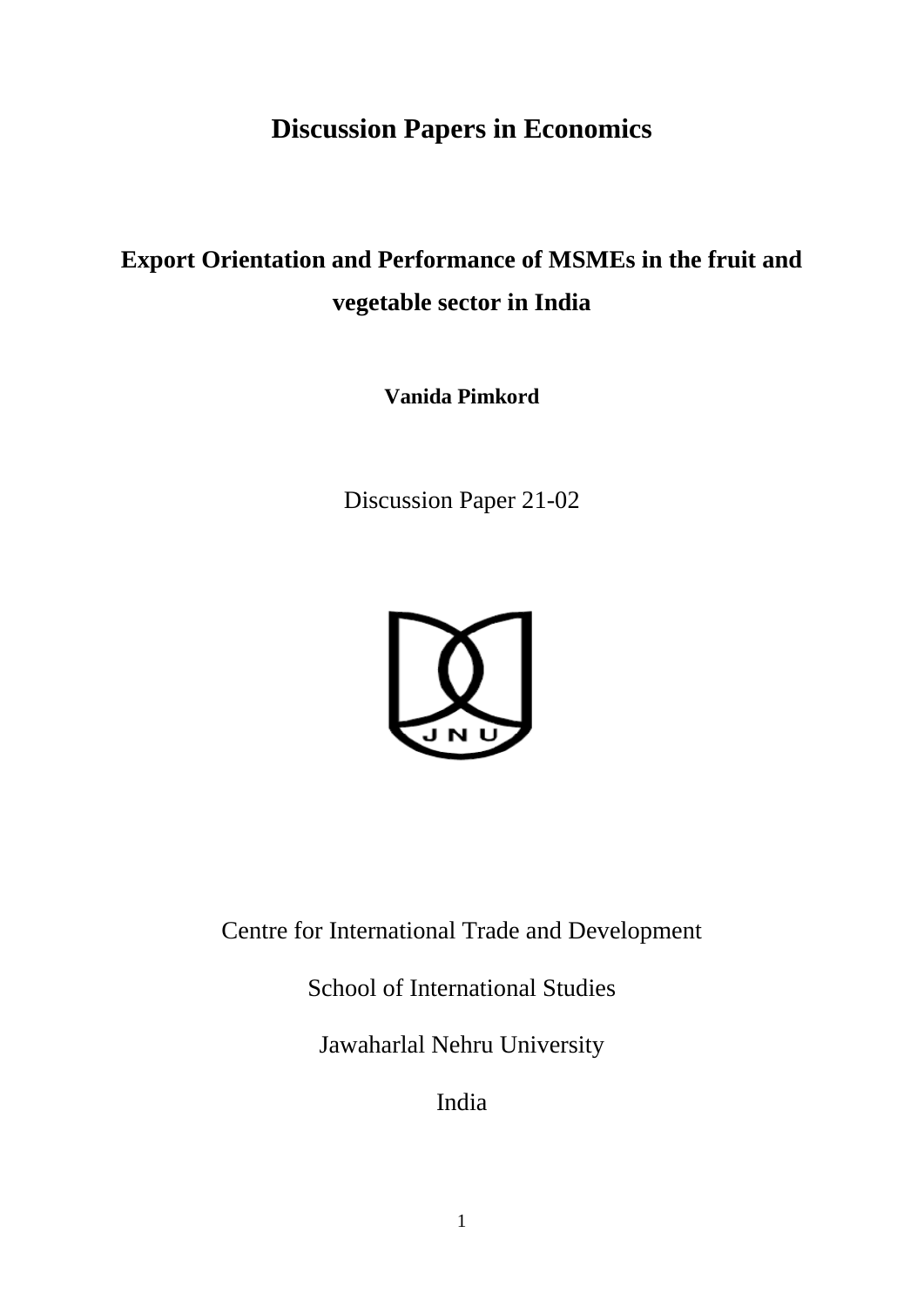# Discussion Papers in Economics

## Export Orientation and Performance of MSMEs in the fruit and vegetable sector in India

**Vanida Pimkord**

Discussion Paper 21-02

Centre for International Trade and Development

School of International Studies

Jawaharlal Nehru University

India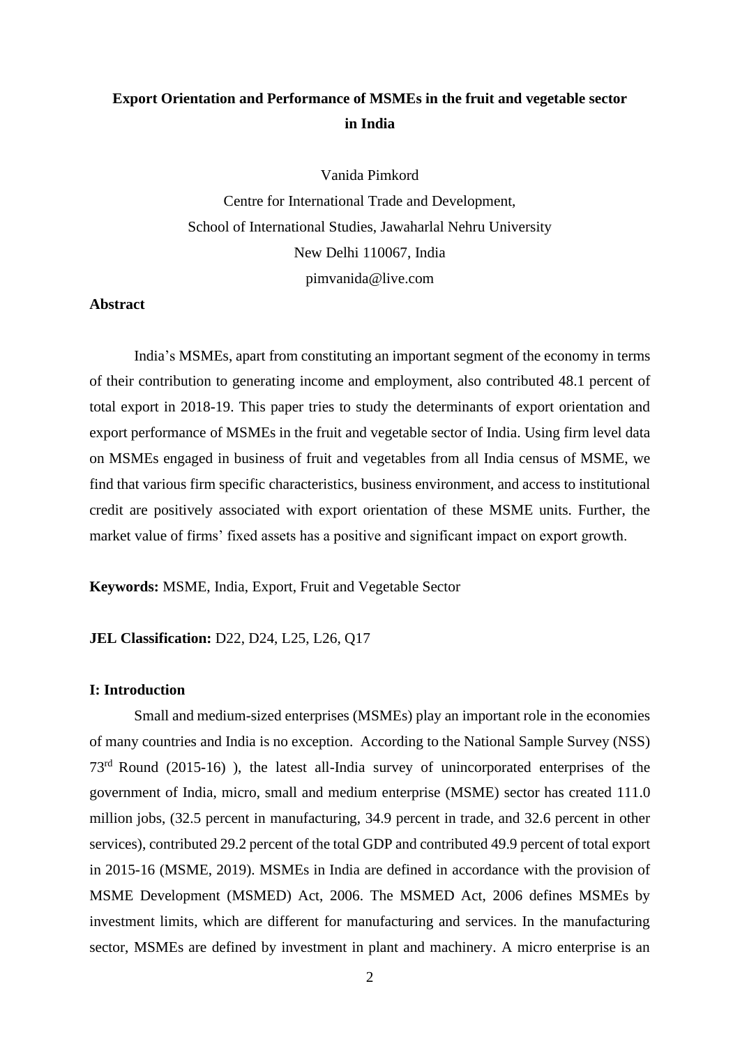# Export Orientation and Performance of MSMEs in the fruit and vegetable sector in India

Vanida Pimkord

Centre for International Trade and Development,

School of International Studies, Jawaharlal Nehru University

New Delhi 110067, India

pimvanida@live.com

**Abstract**

India's MSMEs, apart from constituting an important segment of the economy in terms of their contribution to generating income and employment, also contributed 48.1 percent of total export in 2018-19. This paper tries to study the determinants of export orientation and export performance of MSMEs in the fruit and vegetable sector of India. Using firm level data on MSMEs engaged in business of fruit and vegetables from all India census of MSME, we find that various firm specific characteristics, business environment, and access to institutional credit are positively associated with export orientation of these MSME units. Further, the market value of firms' fixed assets has a positive and significant impact on export growth.

**Keywords:** MSME, India, Export, Fruit and Vegetable Sector

**JEL Classification:** D22, D24, L25, L26, Q17

## I: Introduction

Small and medium-sized enterprises (MSMEs) play an important role in the economies of many countries and India is no exception. According to the National Sample Survey (NSS) 73rd Round (2015-16) ), the latest all-India survey of unincorporated enterprises of the government of India, micro, small and medium enterprise (MSME) sector has created 111.0 million jobs, (32.5 percent in manufacturing, 34.9 percent in trade, and 32.6 percent in other services), contributed 29.2 percent of the total GDP and contributed 49.9 percent of total export in 2015-16 (MSME, 2019). MSMEs in India are defined in accordance with the provision of MSME Development (MSMED) Act, 2006. The MSMED Act, 2006 defines MSMEs by investment limits, which are different for manufacturing and services. In the manufacturing sector, MSMEs are defined by investment in plant and machinery. A micro enterprise is an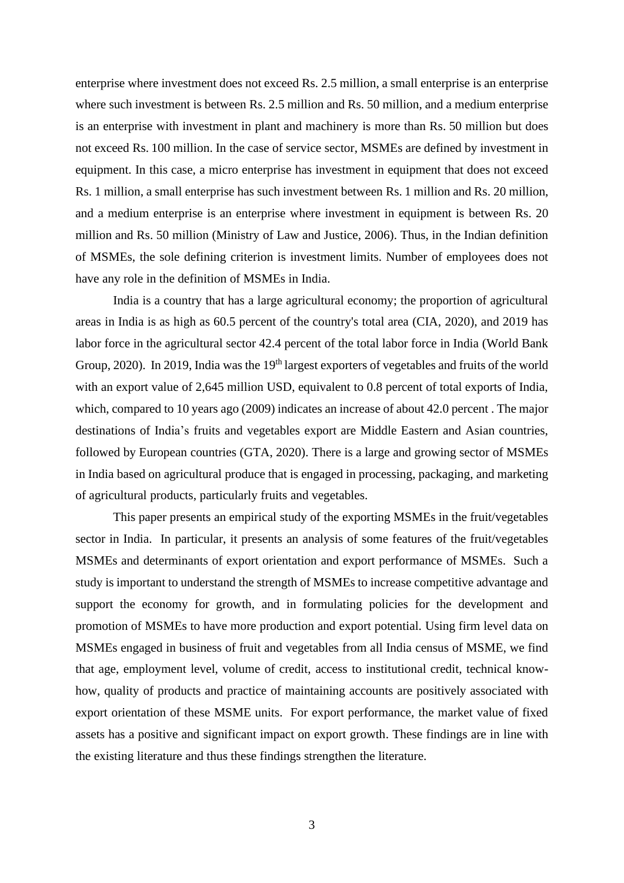enterprise where investment does not exceed Rs. 2.5 million, a small enterprise is an enterprise where such investment is between Rs. 2.5 million and Rs. 50 million, and a medium enterprise is an enterprise with investment in plant and machinery is more than Rs. 50 million but does not exceed Rs. 100 million. In the case of service sector, MSMEs are defined by investment in equipment. In this case, a micro enterprise has investment in equipment that does not exceed Rs. 1 million, a small enterprise has such investment between Rs. 1 million and Rs. 20 million, and a medium enterprise is an enterprise where investment in equipment is between Rs. 20 million and Rs. 50 million (Ministry of Law and Justice, 2006). Thus, in the Indian definition of MSMEs, the sole defining criterion is investment limits. Number of employees does not have any role in the definition of MSMEs in India.

India is a country that has a large agricultural economy; the proportion of agricultural areas in India is as high as 60.5 percent of the country's total area (CIA, 2020), and 2019 has labor force in the agricultural sector 42.4 percent of the total labor force in India (World Bank Group, 2020). In 2019, India was the 19th largest exporters of vegetables and fruits of the world with an export value of 2,645 million USD, equivalent to 0.8 percent of total exports of India, which, compared to 10 years ago (2009) indicates an increase of about 42.0 percent . The major destinations of India's fruits and vegetables export are Middle Eastern and Asian countries, followed by European countries (GTA, 2020). There is a large and growing sector of MSMEs in India based on agricultural produce that is engaged in processing, packaging, and marketing of agricultural products, particularly fruits and vegetables.

This paper presents an empirical study of the exporting MSMEs in the fruit/vegetables sector in India. In particular, it presents an analysis of some features of the fruit/vegetables MSMEs and determinants of export orientation and export performance of MSMEs. Such a study is important to understand the strength of MSMEs to increase competitive advantage and support the economy for growth, and in formulating policies for the development and promotion of MSMEs to have more production and export potential. Using firm level data on MSMEs engaged in business of fruit and vegetables from all India census of MSME, we find that age, employment level, volume of credit, access to institutional credit, technical know-how, quality of products and practice of maintaining accounts are positively associated with export orientation of these MSME units. For export performance, the market value of fixed assets has a positive and significant impact on export growth. These findings are in line with the existing literature and thus these findings strengthen the literature.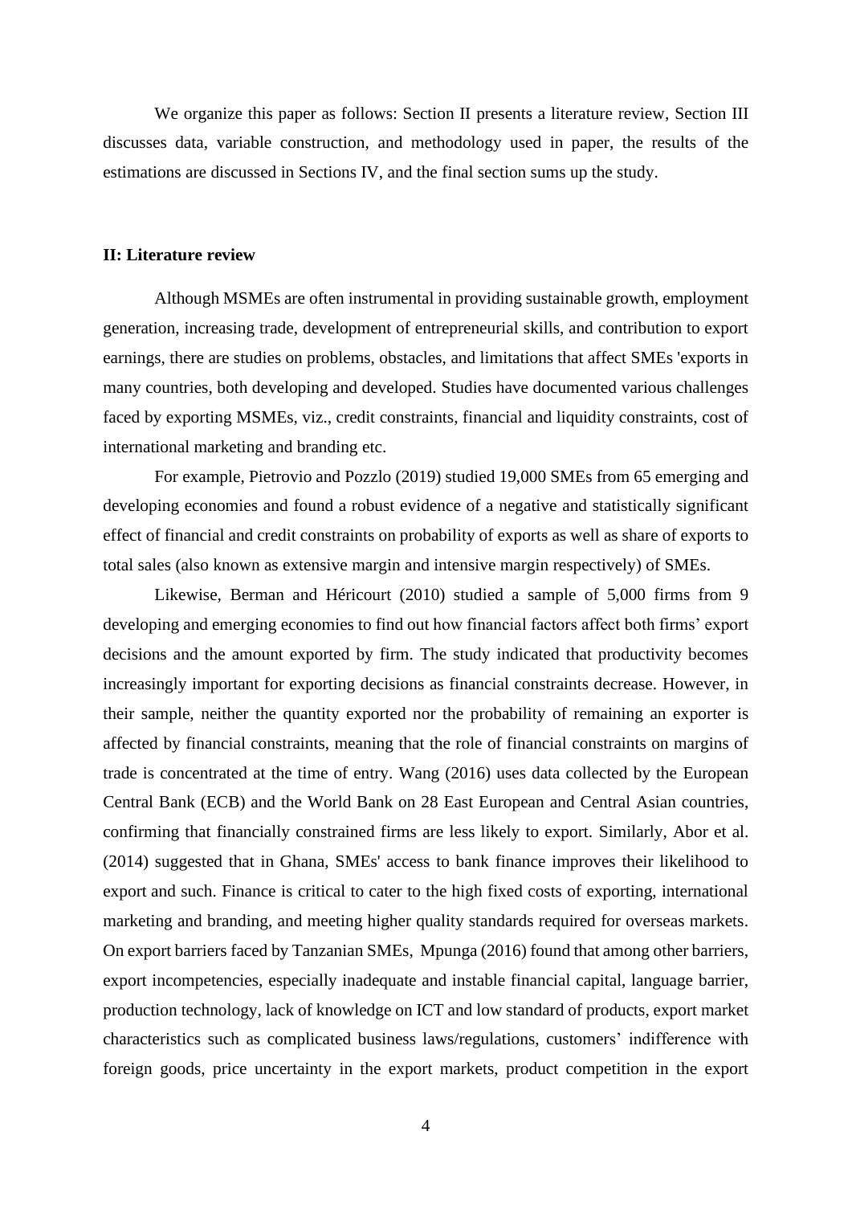We organize this paper as follows: Section II presents a literature review, Section III discusses data, variable construction, and methodology used in paper, the results of the estimations are discussed in Sections IV, and the final section sums up the study.

## II: Literature review

Although MSMEs are often instrumental in providing sustainable growth, employment generation, increasing trade, development of entrepreneurial skills, and contribution to export earnings, there are studies on problems, obstacles, and limitations that affect SMEs 'exports in many countries, both developing and developed. Studies have documented various challenges faced by exporting MSMEs, viz., credit constraints, financial and liquidity constraints, cost of international marketing and branding etc.

For example, Pietrovio and Pozzlo (2019) studied 19,000 SMEs from 65 emerging and developing economies and found a robust evidence of a negative and statistically significant effect of financial and credit constraints on probability of exports as well as share of exports to total sales (also known as extensive margin and intensive margin respectively) of SMEs.

Likewise, Berman and Héricourt (2010) studied a sample of 5,000 firms from 9 developing and emerging economies to find out how financial factors affect both firms' export decisions and the amount exported by firm. The study indicated that productivity becomes increasingly important for exporting decisions as financial constraints decrease. However, in their sample, neither the quantity exported nor the probability of remaining an exporter is affected by financial constraints, meaning that the role of financial constraints on margins of trade is concentrated at the time of entry. Wang (2016) uses data collected by the European Central Bank (ECB) and the World Bank on 28 East European and Central Asian countries, confirming that financially constrained firms are less likely to export. Similarly, Abor et al. (2014) suggested that in Ghana, SMEs' access to bank finance improves their likelihood to export and such. Finance is critical to cater to the high fixed costs of exporting, international marketing and branding, and meeting higher quality standards required for overseas markets. On export barriers faced by Tanzanian SMEs, Mpunga (2016) found that among other barriers, export incompetencies, especially inadequate and instable financial capital, language barrier, production technology, lack of knowledge on ICT and low standard of products, export market characteristics such as complicated business laws/regulations, customers' indifference with foreign goods, price uncertainty in the export markets, product competition in the export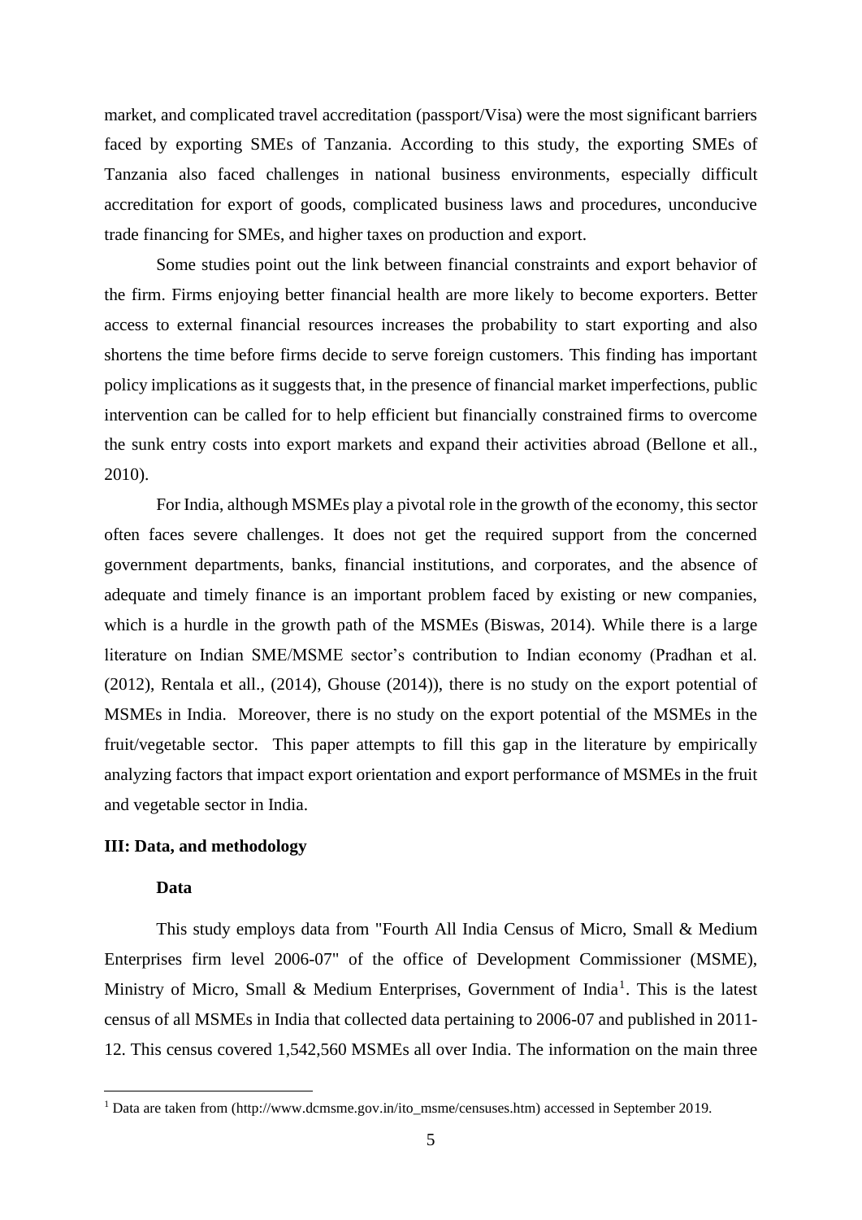market, and complicated travel accreditation (passport/Visa) were the most significant barriers faced by exporting SMEs of Tanzania. According to this study, the exporting SMEs of Tanzania also faced challenges in national business environments, especially difficult accreditation for export of goods, complicated business laws and procedures, unconducive trade financing for SMEs, and higher taxes on production and export.

Some studies point out the link between financial constraints and export behavior of the firm. Firms enjoying better financial health are more likely to become exporters. Better access to external financial resources increases the probability to start exporting and also shortens the time before firms decide to serve foreign customers. This finding has important policy implications as it suggests that, in the presence of financial market imperfections, public intervention can be called for to help efficient but financially constrained firms to overcome the sunk entry costs into export markets and expand their activities abroad (Bellone et all., 2010).

For India, although MSMEs play a pivotal role in the growth of the economy, this sector often faces severe challenges. It does not get the required support from the concerned government departments, banks, financial institutions, and corporates, and the absence of adequate and timely finance is an important problem faced by existing or new companies, which is a hurdle in the growth path of the MSMEs (Biswas, 2014). While there is a large literature on Indian SME/MSME sector's contribution to Indian economy (Pradhan et al. (2012), Rentala et all., (2014), Ghouse (2014)), there is no study on the export potential of MSMEs in India. Moreover, there is no study on the export potential of the MSMEs in the fruit/vegetable sector. This paper attempts to fill this gap in the literature by empirically analyzing factors that impact export orientation and export performance of MSMEs in the fruit and vegetable sector in India.

## III: Data, and methodology

### Data

This study employs data from "Fourth All India Census of Micro, Small & Medium Enterprises firm level 2006-07" of the office of Development Commissioner (MSME), Ministry of Micro, Small & Medium Enterprises, Government of India[1]. This is the latest census of all MSMEs in India that collected data pertaining to 2006-07 and published in 2011-12. This census covered 1,542,560 MSMEs all over India. The information on the main three

[1] Data are taken from (http://www.dcmsme.gov.in/ito_msme/censuses.htm) accessed in September 2019.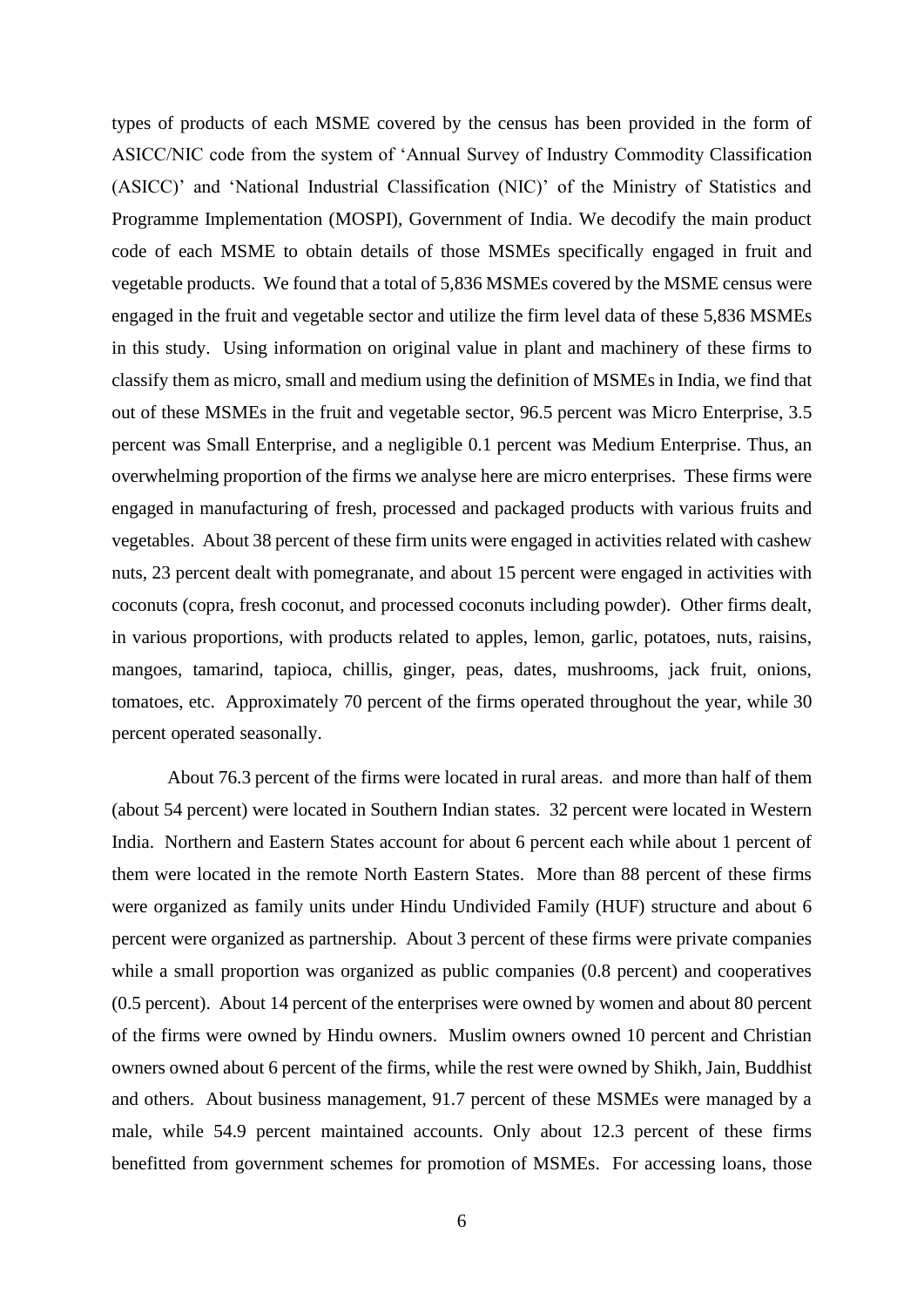types of products of each MSME covered by the census has been provided in the form of ASICC/NIC code from the system of 'Annual Survey of Industry Commodity Classification (ASICC)' and 'National Industrial Classification (NIC)' of the Ministry of Statistics and Programme Implementation (MOSPI), Government of India. We decodify the main product code of each MSME to obtain details of those MSMEs specifically engaged in fruit and vegetable products. We found that a total of 5,836 MSMEs covered by the MSME census were engaged in the fruit and vegetable sector and utilize the firm level data of these 5,836 MSMEs in this study. Using information on original value in plant and machinery of these firms to classify them as micro, small and medium using the definition of MSMEs in India, we find that out of these MSMEs in the fruit and vegetable sector, 96.5 percent was Micro Enterprise, 3.5 percent was Small Enterprise, and a negligible 0.1 percent was Medium Enterprise. Thus, an overwhelming proportion of the firms we analyse here are micro enterprises. These firms were engaged in manufacturing of fresh, processed and packaged products with various fruits and vegetables. About 38 percent of these firm units were engaged in activities related with cashew nuts, 23 percent dealt with pomegranate, and about 15 percent were engaged in activities with coconuts (copra, fresh coconut, and processed coconuts including powder). Other firms dealt, in various proportions, with products related to apples, lemon, garlic, potatoes, nuts, raisins, mangoes, tamarind, tapioca, chillis, ginger, peas, dates, mushrooms, jack fruit, onions, tomatoes, etc. Approximately 70 percent of the firms operated throughout the year, while 30 percent operated seasonally.

About 76.3 percent of the firms were located in rural areas. and more than half of them (about 54 percent) were located in Southern Indian states. 32 percent were located in Western India. Northern and Eastern States account for about 6 percent each while about 1 percent of them were located in the remote North Eastern States. More than 88 percent of these firms were organized as family units under Hindu Undivided Family (HUF) structure and about 6 percent were organized as partnership. About 3 percent of these firms were private companies while a small proportion was organized as public companies (0.8 percent) and cooperatives (0.5 percent). About 14 percent of the enterprises were owned by women and about 80 percent of the firms were owned by Hindu owners. Muslim owners owned 10 percent and Christian owners owned about 6 percent of the firms, while the rest were owned by Shikh, Jain, Buddhist and others. About business management, 91.7 percent of these MSMEs were managed by a male, while 54.9 percent maintained accounts. Only about 12.3 percent of these firms benefitted from government schemes for promotion of MSMEs. For accessing loans, those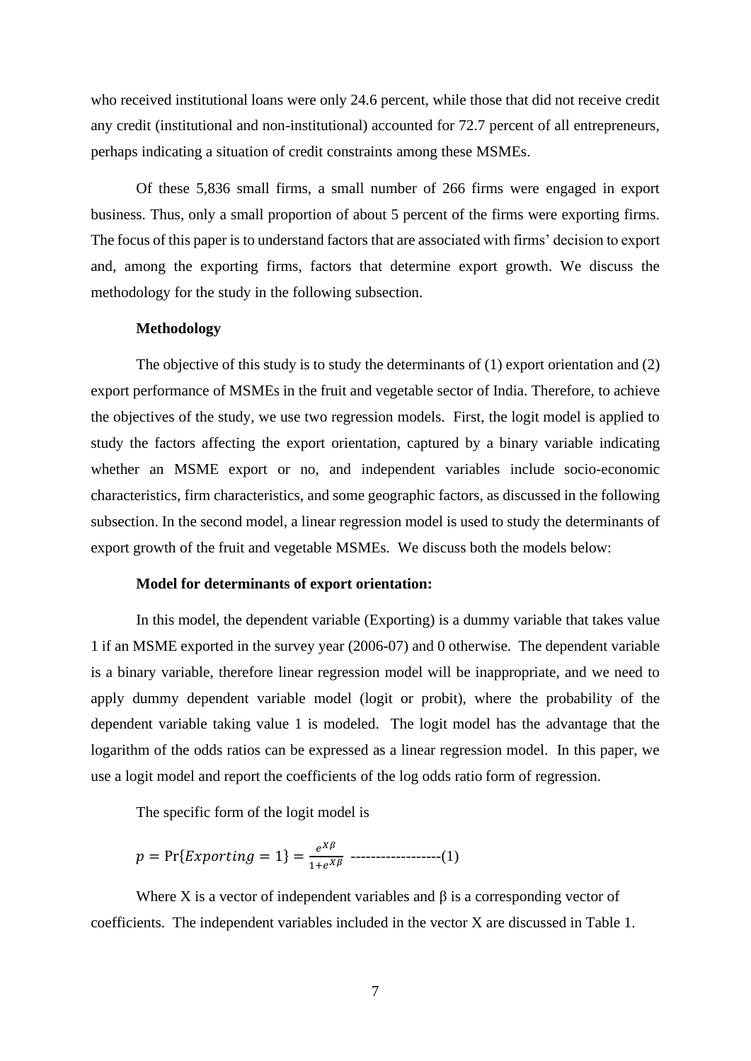who received institutional loans were only 24.6 percent, while those that did not receive credit any credit (institutional and non-institutional) accounted for 72.7 percent of all entrepreneurs, perhaps indicating a situation of credit constraints among these MSMEs.

Of these 5,836 small firms, a small number of 266 firms were engaged in export business. Thus, only a small proportion of about 5 percent of the firms were exporting firms. The focus of this paper is to understand factors that are associated with firms' decision to export and, among the exporting firms, factors that determine export growth. We discuss the methodology for the study in the following subsection.

**Methodology**

The objective of this study is to study the determinants of (1) export orientation and (2) export performance of MSMEs in the fruit and vegetable sector of India. Therefore, to achieve the objectives of the study, we use two regression models. First, the logit model is applied to study the factors affecting the export orientation, captured by a binary variable indicating whether an MSME export or no, and independent variables include socio-economic characteristics, firm characteristics, and some geographic factors, as discussed in the following subsection. In the second model, a linear regression model is used to study the determinants of export growth of the fruit and vegetable MSMEs. We discuss both the models below:

**Model for determinants of export orientation:**

In this model, the dependent variable (Exporting) is a dummy variable that takes value 1 if an MSME exported in the survey year (2006-07) and 0 otherwise. The dependent variable is a binary variable, therefore linear regression model will be inappropriate, and we need to apply dummy dependent variable model (logit or probit), where the probability of the dependent variable taking value 1 is modeled. The logit model has the advantage that the logarithm of the odds ratios can be expressed as a linear regression model. In this paper, we use a logit model and report the coefficients of the log odds ratio form of regression.

The specific form of the logit model is

$$p = \Pr\{Exporting = 1\} = \frac{e^{X\beta}}{1+e^{X\beta}} \text{ ------------------(1)}$$

Where X is a vector of independent variables and β is a corresponding vector of coefficients. The independent variables included in the vector X are discussed in Table 1.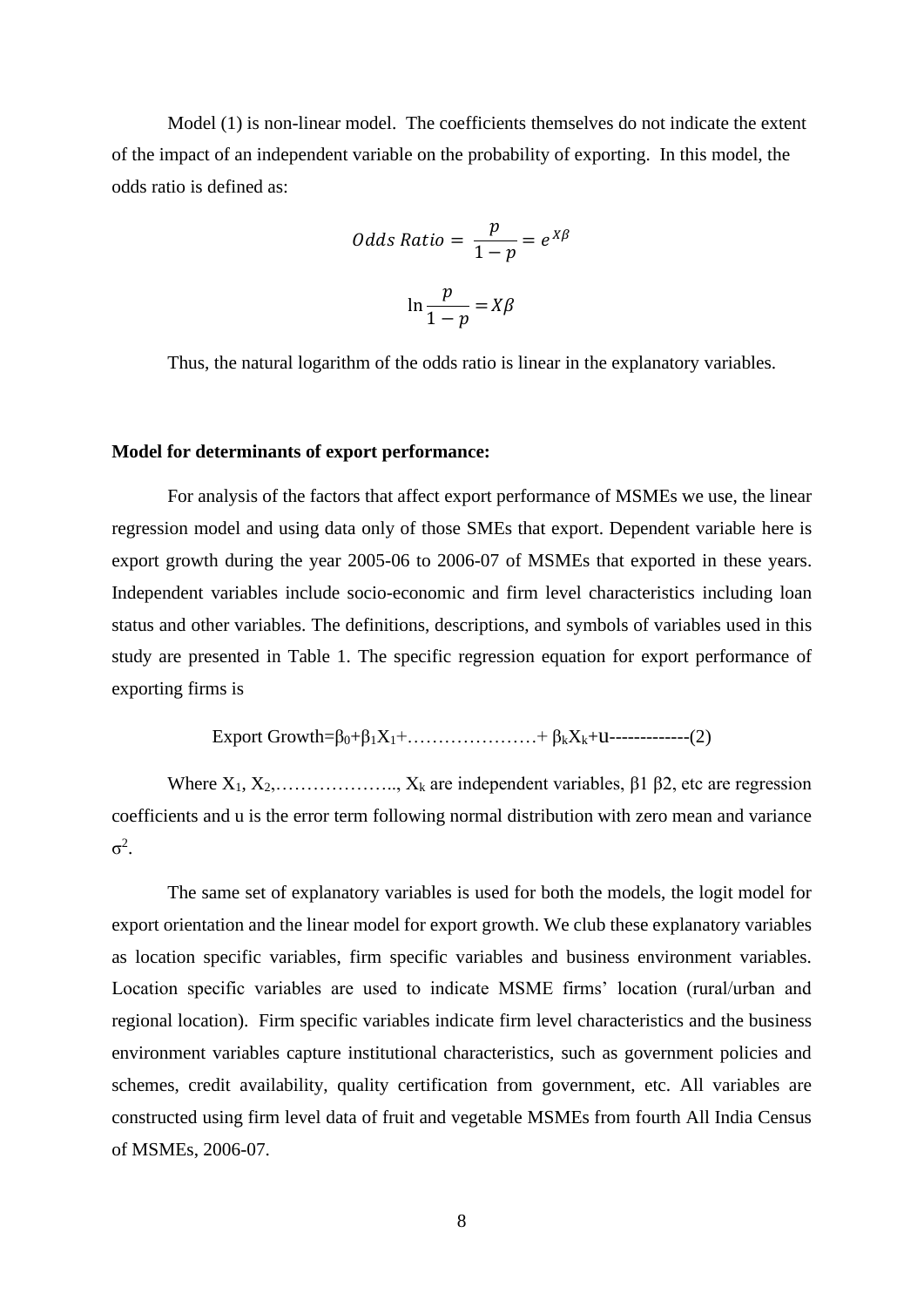Model (1) is non-linear model. The coefficients themselves do not indicate the extent of the impact of an independent variable on the probability of exporting. In this model, the odds ratio is defined as:

$$Odds\ Ratio = \frac{p}{1-p} = e^{X\beta}$$

$$\ln \frac{p}{1-p} = X\beta$$

Thus, the natural logarithm of the odds ratio is linear in the explanatory variables.

**Model for determinants of export performance:**

For analysis of the factors that affect export performance of MSMEs we use, the linear regression model and using data only of those SMEs that export. Dependent variable here is export growth during the year 2005-06 to 2006-07 of MSMEs that exported in these years. Independent variables include socio-economic and firm level characteristics including loan status and other variables. The definitions, descriptions, and symbols of variables used in this study are presented in Table 1. The specific regression equation for export performance of exporting firms is

$$\text{Export Growth} = \beta_0 + \beta_1 X_1 + \ldots\ldots\ldots\ldots\ldots\ldots + \beta_k X_k + u \text{------------(2)}$$

Where $X_1$, $X_2$,……………….., $X_k$ are independent variables, $\beta 1$ $\beta 2$, etc are regression coefficients and u is the error term following normal distribution with zero mean and variance $\sigma^2$.

The same set of explanatory variables is used for both the models, the logit model for export orientation and the linear model for export growth. We club these explanatory variables as location specific variables, firm specific variables and business environment variables. Location specific variables are used to indicate MSME firms' location (rural/urban and regional location). Firm specific variables indicate firm level characteristics and the business environment variables capture institutional characteristics, such as government policies and schemes, credit availability, quality certification from government, etc. All variables are constructed using firm level data of fruit and vegetable MSMEs from fourth All India Census of MSMEs, 2006-07.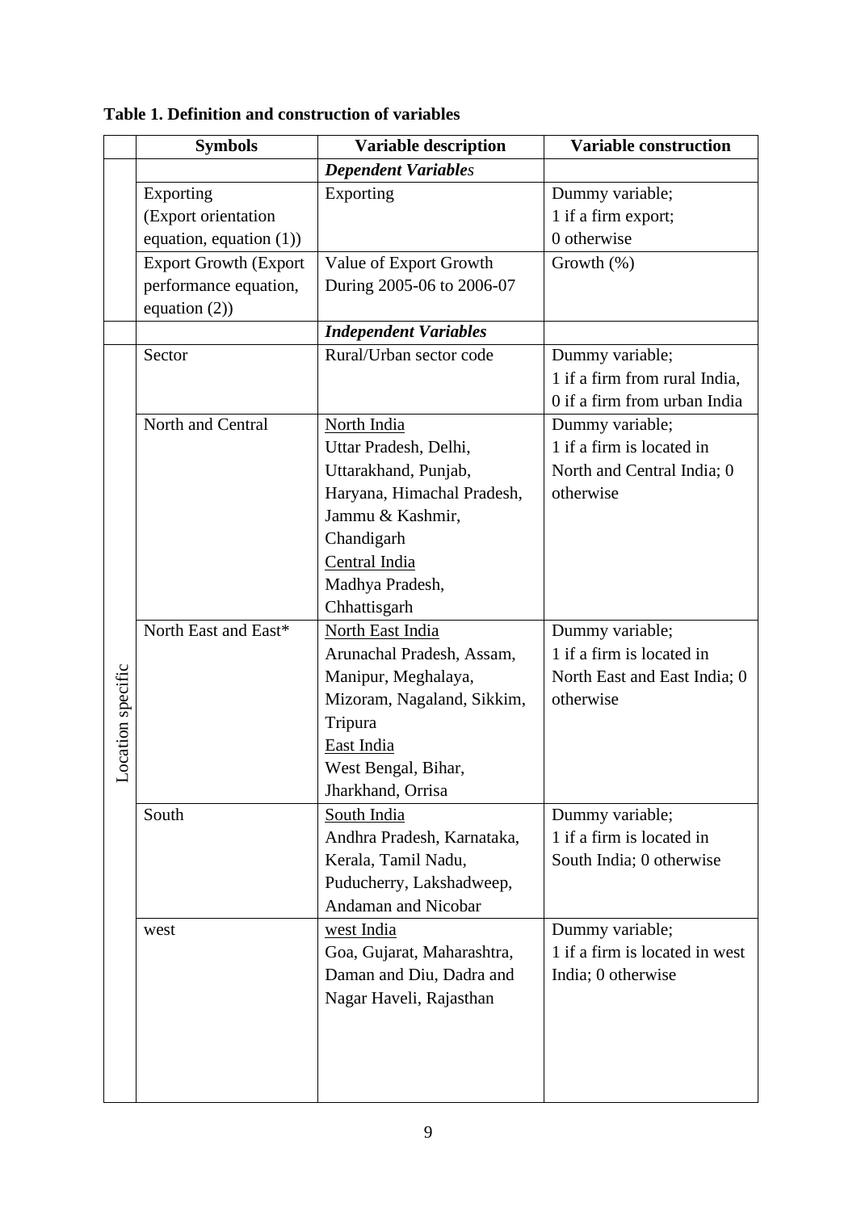**Table 1. Definition and construction of variables**

| | Symbols | Variable description | Variable construction |
|---|---|---|---|
| | | ***Dependent Variables*** | |
| | Exporting (Export orientation equation, equation (1)) | Exporting | Dummy variable; 1 if a firm export; 0 otherwise |
| | Export Growth (Export performance equation, equation (2)) | Value of Export Growth During 2005-06 to 2006-07 | Growth (%) |
| | | ***Independent Variables*** | |
| Location specific | Sector | Rural/Urban sector code | Dummy variable; 1 if a firm from rural India, 0 if a firm from urban India |
| | North and Central | <u>North India</u> Uttar Pradesh, Delhi, Uttarakhand, Punjab, Haryana, Himachal Pradesh, Jammu & Kashmir, Chandigarh <u>Central India</u> Madhya Pradesh, Chhattisgarh | Dummy variable; 1 if a firm is located in North and Central India; 0 otherwise |
| | North East and East* | <u>North East India</u> Arunachal Pradesh, Assam, Manipur, Meghalaya, Mizoram, Nagaland, Sikkim, Tripura <u>East India</u> West Bengal, Bihar, Jharkhand, Orrisa | Dummy variable; 1 if a firm is located in North East and East India; 0 otherwise |
| | South | <u>South India</u> Andhra Pradesh, Karnataka, Kerala, Tamil Nadu, Puducherry, Lakshadweep, Andaman and Nicobar | Dummy variable; 1 if a firm is located in South India; 0 otherwise |
| | west | <u>west India</u> Goa, Gujarat, Maharashtra, Daman and Diu, Dadra and Nagar Haveli, Rajasthan | Dummy variable; 1 if a firm is located in west India; 0 otherwise |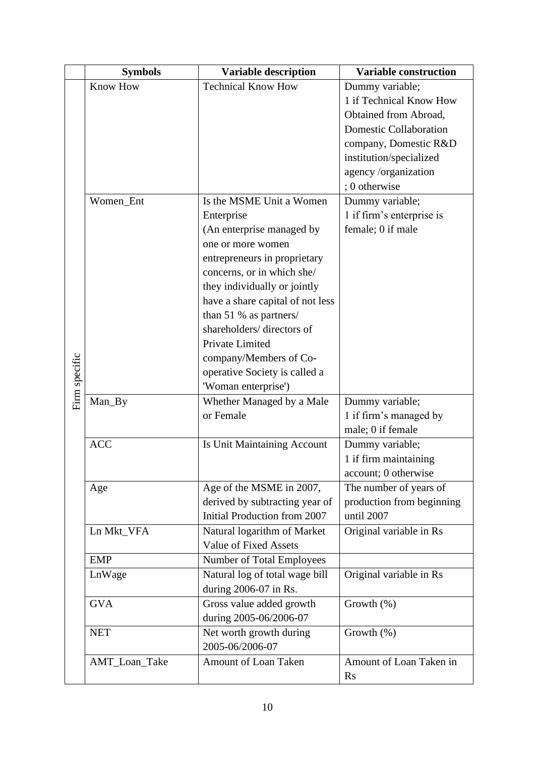|  | Symbols | Variable description | Variable construction |
|---|---|---|---|
| Firm specific | Know How | Technical Know How | Dummy variable; 1 if Technical Know How Obtained from Abroad, Domestic Collaboration company, Domestic R&D institution/specialized agency /organization ; 0 otherwise |
|  | Women_Ent | Is the MSME Unit a Women Enterprise (An enterprise managed by one or more women entrepreneurs in proprietary concerns, or in which she/ they individually or jointly have a share capital of not less than 51 % as partners/ shareholders/ directors of Private Limited company/Members of Co-operative Society is called a 'Woman enterprise') | Dummy variable; 1 if firm's enterprise is female; 0 if male |
|  | Man_By | Whether Managed by a Male or Female | Dummy variable; 1 if firm's managed by male; 0 if female |
|  | ACC | Is Unit Maintaining Account | Dummy variable; 1 if firm maintaining account; 0 otherwise |
|  | Age | Age of the MSME in 2007, derived by subtracting year of Initial Production from 2007 | The number of years of production from beginning until 2007 |
|  | Ln Mkt_VFA | Natural logarithm of Market Value of Fixed Assets | Original variable in Rs |
|  | EMP | Number of Total Employees |  |
|  | LnWage | Natural log of total wage bill during 2006-07 in Rs. | Original variable in Rs |
|  | GVA | Gross value added growth during 2005-06/2006-07 | Growth (%) |
|  | NET | Net worth growth during 2005-06/2006-07 | Growth (%) |
|  | AMT_Loan_Take | Amount of Loan Taken | Amount of Loan Taken in Rs |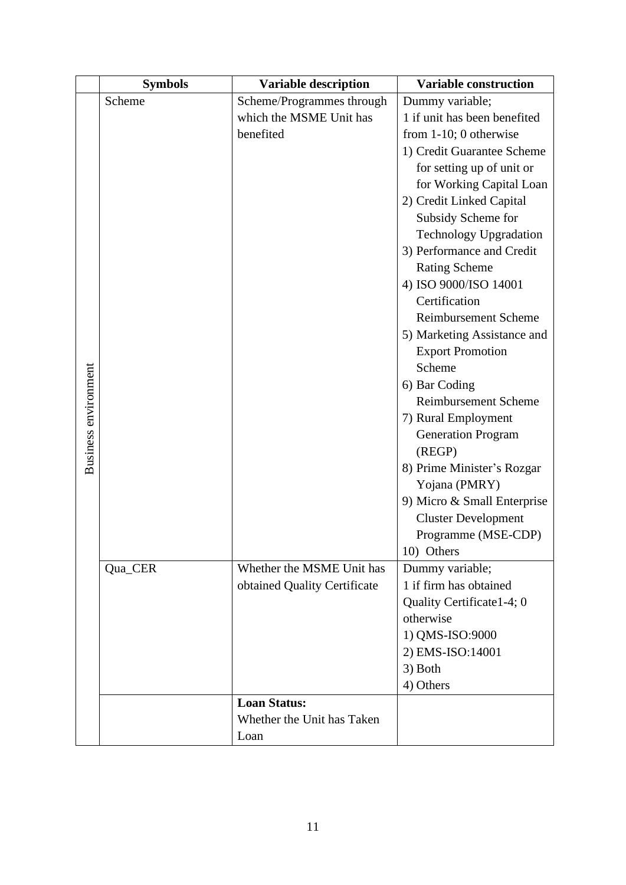| | Symbols | Variable description | Variable construction |
|---|---|---|---|
| Business environment | Scheme | Scheme/Programmes through which the MSME Unit has benefited | Dummy variable; 1 if unit has been benefited from 1-10; 0 otherwise 1) Credit Guarantee Scheme for setting up of unit or for Working Capital Loan 2) Credit Linked Capital Subsidy Scheme for Technology Upgradation 3) Performance and Credit Rating Scheme 4) ISO 9000/ISO 14001 Certification Reimbursement Scheme 5) Marketing Assistance and Export Promotion Scheme 6) Bar Coding Reimbursement Scheme 7) Rural Employment Generation Program (REGP) 8) Prime Minister's Rozgar Yojana (PMRY) 9) Micro & Small Enterprise Cluster Development Programme (MSE-CDP) 10) Others |
| | Qua_CER | Whether the MSME Unit has obtained Quality Certificate | Dummy variable; 1 if firm has obtained Quality Certificate1-4; 0 otherwise 1) QMS-ISO:9000 2) EMS-ISO:14001 3) Both 4) Others |
| | | **Loan Status:** Whether the Unit has Taken Loan | |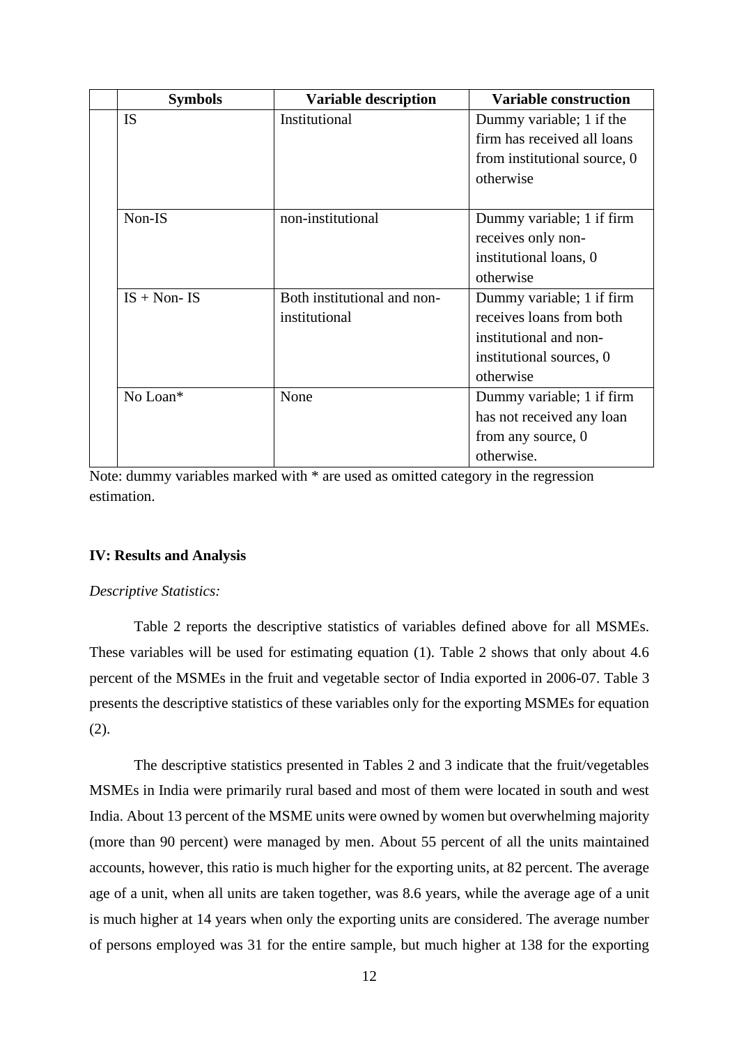| | Symbols | Variable description | Variable construction |
|---|---|---|---|
| | IS | Institutional | Dummy variable; 1 if the firm has received all loans from institutional source, 0 otherwise |
| | Non-IS | non-institutional | Dummy variable; 1 if firm receives only non-institutional loans, 0 otherwise |
| | IS + Non- IS | Both institutional and non-institutional | Dummy variable; 1 if firm receives loans from both institutional and non-institutional sources, 0 otherwise |
| | No Loan* | None | Dummy variable; 1 if firm has not received any loan from any source, 0 otherwise. |

Note: dummy variables marked with * are used as omitted category in the regression estimation.

### IV: Results and Analysis

*Descriptive Statistics:*

Table 2 reports the descriptive statistics of variables defined above for all MSMEs. These variables will be used for estimating equation (1). Table 2 shows that only about 4.6 percent of the MSMEs in the fruit and vegetable sector of India exported in 2006-07. Table 3 presents the descriptive statistics of these variables only for the exporting MSMEs for equation (2).

The descriptive statistics presented in Tables 2 and 3 indicate that the fruit/vegetables MSMEs in India were primarily rural based and most of them were located in south and west India. About 13 percent of the MSME units were owned by women but overwhelming majority (more than 90 percent) were managed by men. About 55 percent of all the units maintained accounts, however, this ratio is much higher for the exporting units, at 82 percent. The average age of a unit, when all units are taken together, was 8.6 years, while the average age of a unit is much higher at 14 years when only the exporting units are considered. The average number of persons employed was 31 for the entire sample, but much higher at 138 for the exporting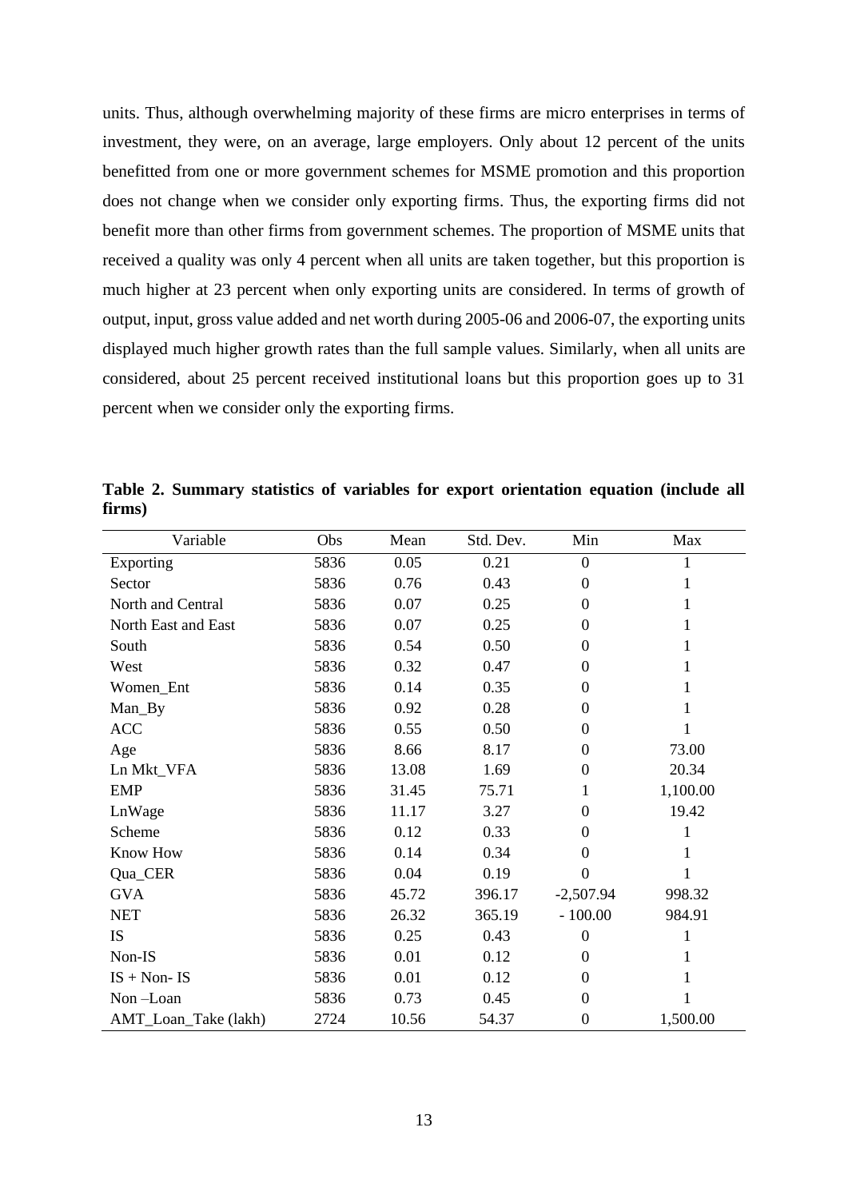units. Thus, although overwhelming majority of these firms are micro enterprises in terms of investment, they were, on an average, large employers. Only about 12 percent of the units benefitted from one or more government schemes for MSME promotion and this proportion does not change when we consider only exporting firms. Thus, the exporting firms did not benefit more than other firms from government schemes. The proportion of MSME units that received a quality was only 4 percent when all units are taken together, but this proportion is much higher at 23 percent when only exporting units are considered. In terms of growth of output, input, gross value added and net worth during 2005-06 and 2006-07, the exporting units displayed much higher growth rates than the full sample values. Similarly, when all units are considered, about 25 percent received institutional loans but this proportion goes up to 31 percent when we consider only the exporting firms.

**Table 2. Summary statistics of variables for export orientation equation (include all firms)**

| Variable | Obs | Mean | Std. Dev. | Min | Max |
|---|---|---|---|---|---|
| Exporting | 5836 | 0.05 | 0.21 | 0 | 1 |
| Sector | 5836 | 0.76 | 0.43 | 0 | 1 |
| North and Central | 5836 | 0.07 | 0.25 | 0 | 1 |
| North East and East | 5836 | 0.07 | 0.25 | 0 | 1 |
| South | 5836 | 0.54 | 0.50 | 0 | 1 |
| West | 5836 | 0.32 | 0.47 | 0 | 1 |
| Women_Ent | 5836 | 0.14 | 0.35 | 0 | 1 |
| Man_By | 5836 | 0.92 | 0.28 | 0 | 1 |
| ACC | 5836 | 0.55 | 0.50 | 0 | 1 |
| Age | 5836 | 8.66 | 8.17 | 0 | 73.00 |
| Ln Mkt_VFA | 5836 | 13.08 | 1.69 | 0 | 20.34 |
| EMP | 5836 | 31.45 | 75.71 | 1 | 1,100.00 |
| LnWage | 5836 | 11.17 | 3.27 | 0 | 19.42 |
| Scheme | 5836 | 0.12 | 0.33 | 0 | 1 |
| Know How | 5836 | 0.14 | 0.34 | 0 | 1 |
| Qua_CER | 5836 | 0.04 | 0.19 | 0 | 1 |
| GVA | 5836 | 45.72 | 396.17 | -2,507.94 | 998.32 |
| NET | 5836 | 26.32 | 365.19 | - 100.00 | 984.91 |
| IS | 5836 | 0.25 | 0.43 | 0 | 1 |
| Non-IS | 5836 | 0.01 | 0.12 | 0 | 1 |
| IS + Non- IS | 5836 | 0.01 | 0.12 | 0 | 1 |
| Non –Loan | 5836 | 0.73 | 0.45 | 0 | 1 |
| AMT_Loan_Take (lakh) | 2724 | 10.56 | 54.37 | 0 | 1,500.00 |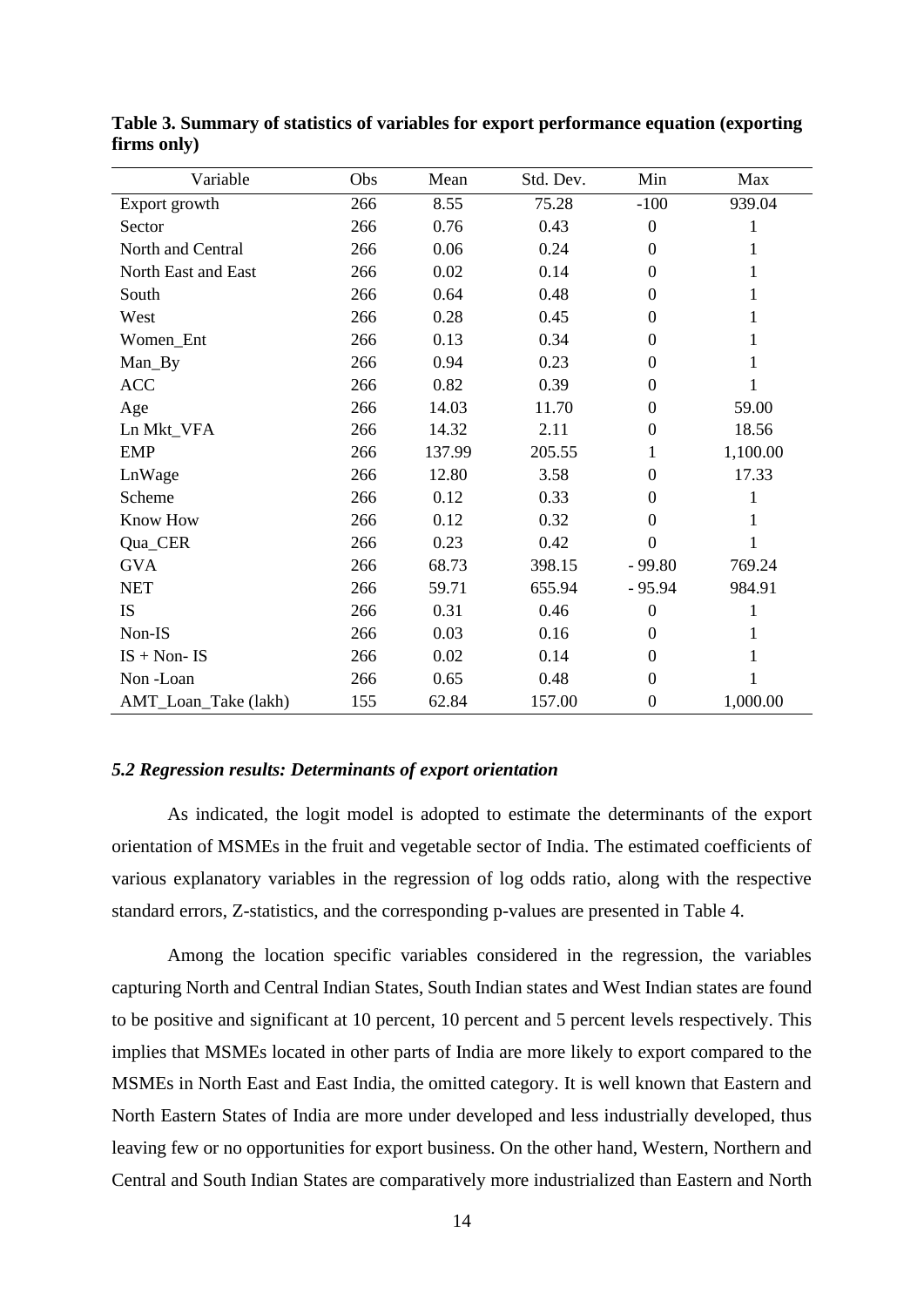**Table 3. Summary of statistics of variables for export performance equation (exporting firms only)**

| Variable | Obs | Mean | Std. Dev. | Min | Max |
|---|---|---|---|---|---|
| Export growth | 266 | 8.55 | 75.28 | -100 | 939.04 |
| Sector | 266 | 0.76 | 0.43 | 0 | 1 |
| North and Central | 266 | 0.06 | 0.24 | 0 | 1 |
| North East and East | 266 | 0.02 | 0.14 | 0 | 1 |
| South | 266 | 0.64 | 0.48 | 0 | 1 |
| West | 266 | 0.28 | 0.45 | 0 | 1 |
| Women_Ent | 266 | 0.13 | 0.34 | 0 | 1 |
| Man_By | 266 | 0.94 | 0.23 | 0 | 1 |
| ACC | 266 | 0.82 | 0.39 | 0 | 1 |
| Age | 266 | 14.03 | 11.70 | 0 | 59.00 |
| Ln Mkt_VFA | 266 | 14.32 | 2.11 | 0 | 18.56 |
| EMP | 266 | 137.99 | 205.55 | 1 | 1,100.00 |
| LnWage | 266 | 12.80 | 3.58 | 0 | 17.33 |
| Scheme | 266 | 0.12 | 0.33 | 0 | 1 |
| Know How | 266 | 0.12 | 0.32 | 0 | 1 |
| Qua_CER | 266 | 0.23 | 0.42 | 0 | 1 |
| GVA | 266 | 68.73 | 398.15 | - 99.80 | 769.24 |
| NET | 266 | 59.71 | 655.94 | - 95.94 | 984.91 |
| IS | 266 | 0.31 | 0.46 | 0 | 1 |
| Non-IS | 266 | 0.03 | 0.16 | 0 | 1 |
| IS + Non- IS | 266 | 0.02 | 0.14 | 0 | 1 |
| Non -Loan | 266 | 0.65 | 0.48 | 0 | 1 |
| AMT_Loan_Take (lakh) | 155 | 62.84 | 157.00 | 0 | 1,000.00 |

### *5.2 Regression results: Determinants of export orientation*

As indicated, the logit model is adopted to estimate the determinants of the export orientation of MSMEs in the fruit and vegetable sector of India. The estimated coefficients of various explanatory variables in the regression of log odds ratio, along with the respective standard errors, Z-statistics, and the corresponding p-values are presented in Table 4.

Among the location specific variables considered in the regression, the variables capturing North and Central Indian States, South Indian states and West Indian states are found to be positive and significant at 10 percent, 10 percent and 5 percent levels respectively. This implies that MSMEs located in other parts of India are more likely to export compared to the MSMEs in North East and East India, the omitted category. It is well known that Eastern and North Eastern States of India are more under developed and less industrially developed, thus leaving few or no opportunities for export business. On the other hand, Western, Northern and Central and South Indian States are comparatively more industrialized than Eastern and North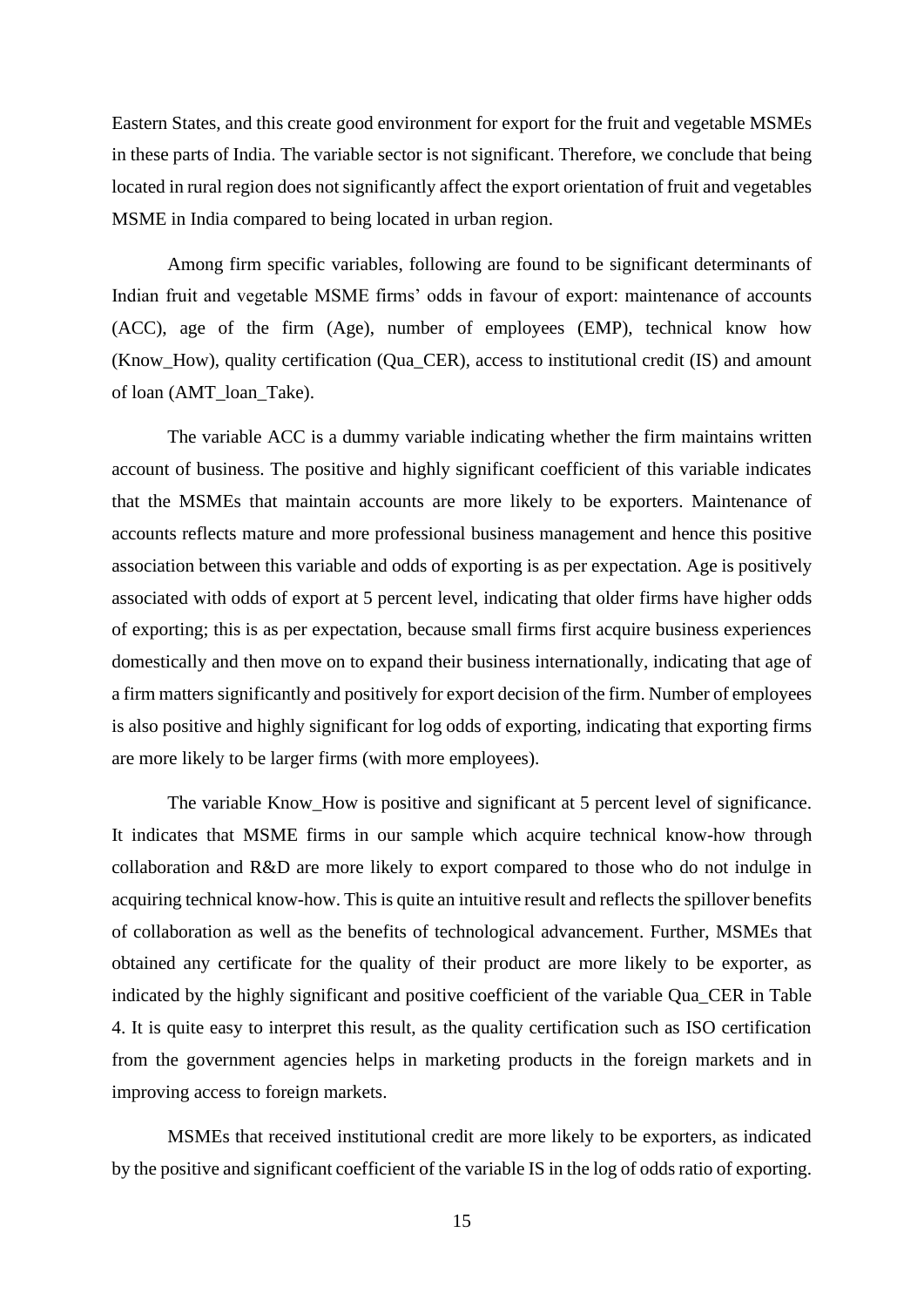Eastern States, and this create good environment for export for the fruit and vegetable MSMEs in these parts of India. The variable sector is not significant. Therefore, we conclude that being located in rural region does not significantly affect the export orientation of fruit and vegetables MSME in India compared to being located in urban region.

Among firm specific variables, following are found to be significant determinants of Indian fruit and vegetable MSME firms' odds in favour of export: maintenance of accounts (ACC), age of the firm (Age), number of employees (EMP), technical know how (Know_How), quality certification (Qua_CER), access to institutional credit (IS) and amount of loan (AMT_loan_Take).

The variable ACC is a dummy variable indicating whether the firm maintains written account of business. The positive and highly significant coefficient of this variable indicates that the MSMEs that maintain accounts are more likely to be exporters. Maintenance of accounts reflects mature and more professional business management and hence this positive association between this variable and odds of exporting is as per expectation. Age is positively associated with odds of export at 5 percent level, indicating that older firms have higher odds of exporting; this is as per expectation, because small firms first acquire business experiences domestically and then move on to expand their business internationally, indicating that age of a firm matters significantly and positively for export decision of the firm. Number of employees is also positive and highly significant for log odds of exporting, indicating that exporting firms are more likely to be larger firms (with more employees).

The variable Know_How is positive and significant at 5 percent level of significance. It indicates that MSME firms in our sample which acquire technical know-how through collaboration and R&D are more likely to export compared to those who do not indulge in acquiring technical know-how. This is quite an intuitive result and reflects the spillover benefits of collaboration as well as the benefits of technological advancement. Further, MSMEs that obtained any certificate for the quality of their product are more likely to be exporter, as indicated by the highly significant and positive coefficient of the variable Qua_CER in Table 4. It is quite easy to interpret this result, as the quality certification such as ISO certification from the government agencies helps in marketing products in the foreign markets and in improving access to foreign markets.

MSMEs that received institutional credit are more likely to be exporters, as indicated by the positive and significant coefficient of the variable IS in the log of odds ratio of exporting.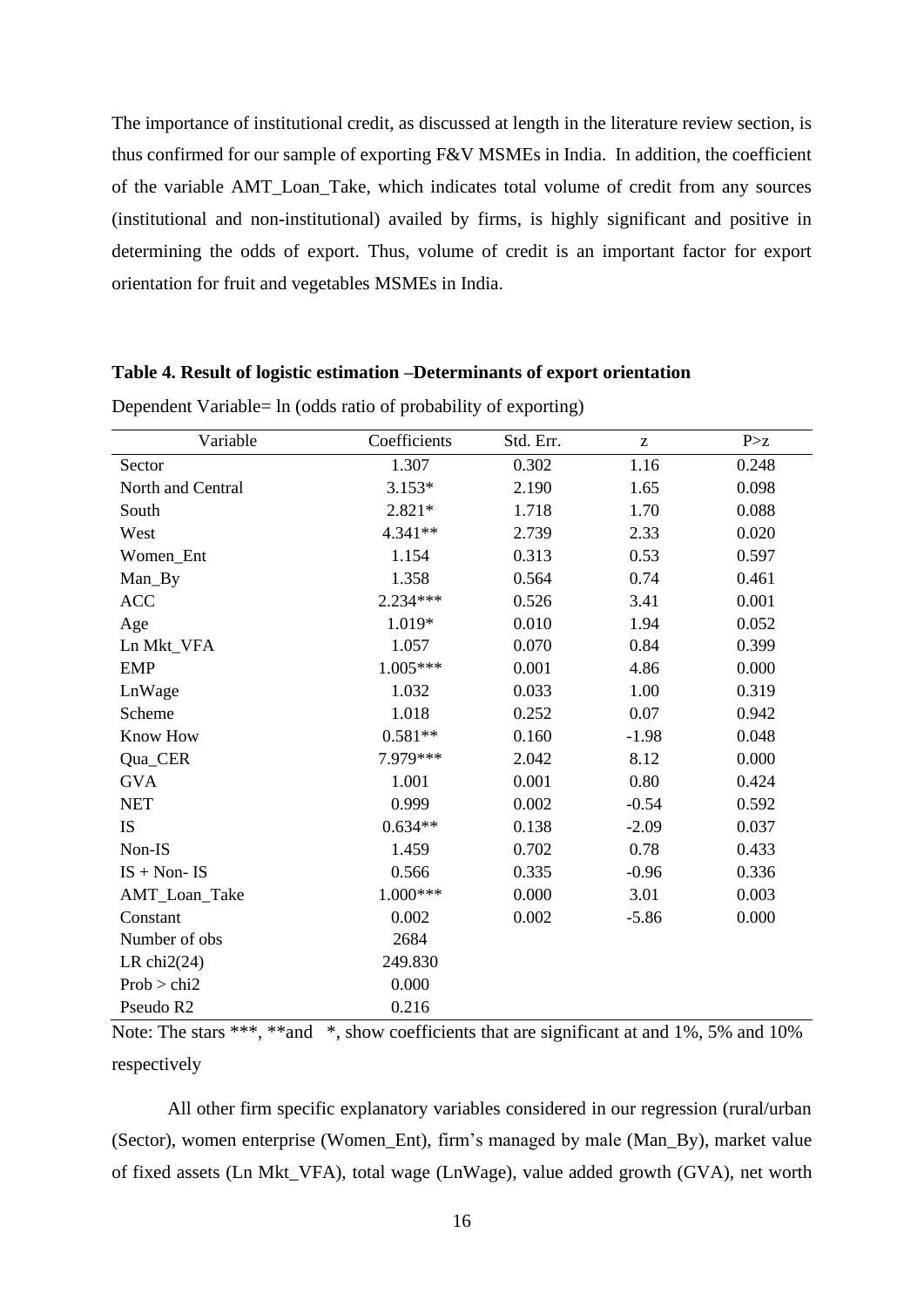The importance of institutional credit, as discussed at length in the literature review section, is thus confirmed for our sample of exporting F&V MSMEs in India. In addition, the coefficient of the variable AMT_Loan_Take, which indicates total volume of credit from any sources (institutional and non-institutional) availed by firms, is highly significant and positive in determining the odds of export. Thus, volume of credit is an important factor for export orientation for fruit and vegetables MSMEs in India.

**Table 4. Result of logistic estimation –Determinants of export orientation**

Dependent Variable= ln (odds ratio of probability of exporting)

| Variable | Coefficients | Std. Err. | z | P>z |
|---|---|---|---|---|
| Sector | 1.307 | 0.302 | 1.16 | 0.248 |
| North and Central | 3.153* | 2.190 | 1.65 | 0.098 |
| South | 2.821* | 1.718 | 1.70 | 0.088 |
| West | 4.341** | 2.739 | 2.33 | 0.020 |
| Women_Ent | 1.154 | 0.313 | 0.53 | 0.597 |
| Man_By | 1.358 | 0.564 | 0.74 | 0.461 |
| ACC | 2.234*** | 0.526 | 3.41 | 0.001 |
| Age | 1.019* | 0.010 | 1.94 | 0.052 |
| Ln Mkt_VFA | 1.057 | 0.070 | 0.84 | 0.399 |
| EMP | 1.005*** | 0.001 | 4.86 | 0.000 |
| LnWage | 1.032 | 0.033 | 1.00 | 0.319 |
| Scheme | 1.018 | 0.252 | 0.07 | 0.942 |
| Know How | 0.581** | 0.160 | -1.98 | 0.048 |
| Qua_CER | 7.979*** | 2.042 | 8.12 | 0.000 |
| GVA | 1.001 | 0.001 | 0.80 | 0.424 |
| NET | 0.999 | 0.002 | -0.54 | 0.592 |
| IS | 0.634** | 0.138 | -2.09 | 0.037 |
| Non-IS | 1.459 | 0.702 | 0.78 | 0.433 |
| IS + Non- IS | 0.566 | 0.335 | -0.96 | 0.336 |
| AMT_Loan_Take | 1.000*** | 0.000 | 3.01 | 0.003 |
| Constant | 0.002 | 0.002 | -5.86 | 0.000 |
| Number of obs | 2684 | | | |
| LR chi2(24) | 249.830 | | | |
| Prob > chi2 | 0.000 | | | |
| Pseudo R2 | 0.216 | | | |

Note: The stars ***, **and *, show coefficients that are significant at and 1%, 5% and 10% respectively

All other firm specific explanatory variables considered in our regression (rural/urban (Sector), women enterprise (Women_Ent), firm's managed by male (Man_By), market value of fixed assets (Ln Mkt_VFA), total wage (LnWage), value added growth (GVA), net worth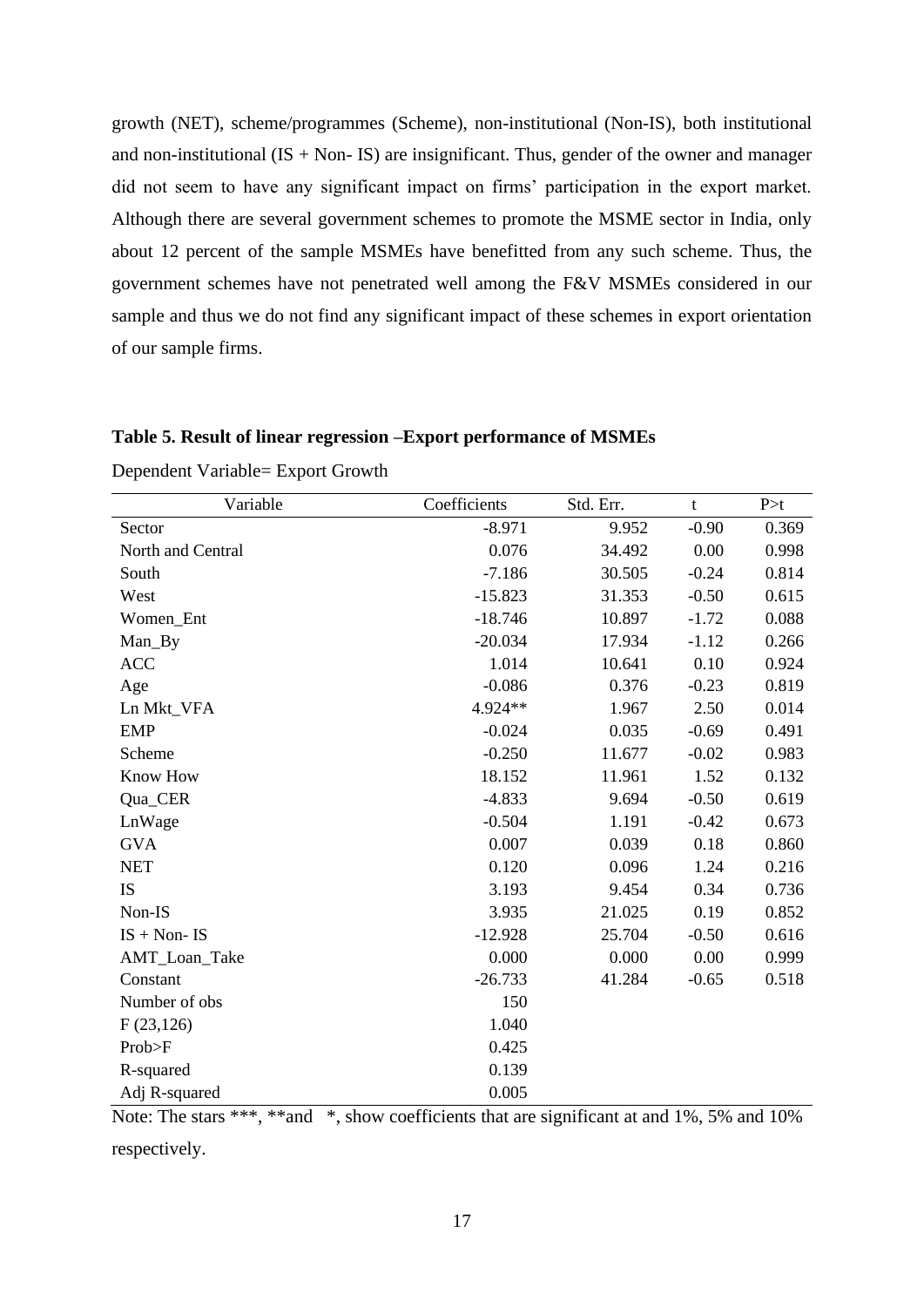growth (NET), scheme/programmes (Scheme), non-institutional (Non-IS), both institutional and non-institutional (IS + Non- IS) are insignificant. Thus, gender of the owner and manager did not seem to have any significant impact on firms' participation in the export market. Although there are several government schemes to promote the MSME sector in India, only about 12 percent of the sample MSMEs have benefitted from any such scheme. Thus, the government schemes have not penetrated well among the F&V MSMEs considered in our sample and thus we do not find any significant impact of these schemes in export orientation of our sample firms.

**Table 5. Result of linear regression –Export performance of MSMEs**

Dependent Variable= Export Growth

| Variable | Coefficients | Std. Err. | t | P>t |
|---|---|---|---|---|
| Sector | -8.971 | 9.952 | -0.90 | 0.369 |
| North and Central | 0.076 | 34.492 | 0.00 | 0.998 |
| South | -7.186 | 30.505 | -0.24 | 0.814 |
| West | -15.823 | 31.353 | -0.50 | 0.615 |
| Women_Ent | -18.746 | 10.897 | -1.72 | 0.088 |
| Man_By | -20.034 | 17.934 | -1.12 | 0.266 |
| ACC | 1.014 | 10.641 | 0.10 | 0.924 |
| Age | -0.086 | 0.376 | -0.23 | 0.819 |
| Ln Mkt_VFA | 4.924** | 1.967 | 2.50 | 0.014 |
| EMP | -0.024 | 0.035 | -0.69 | 0.491 |
| Scheme | -0.250 | 11.677 | -0.02 | 0.983 |
| Know How | 18.152 | 11.961 | 1.52 | 0.132 |
| Qua_CER | -4.833 | 9.694 | -0.50 | 0.619 |
| LnWage | -0.504 | 1.191 | -0.42 | 0.673 |
| GVA | 0.007 | 0.039 | 0.18 | 0.860 |
| NET | 0.120 | 0.096 | 1.24 | 0.216 |
| IS | 3.193 | 9.454 | 0.34 | 0.736 |
| Non-IS | 3.935 | 21.025 | 0.19 | 0.852 |
| IS + Non- IS | -12.928 | 25.704 | -0.50 | 0.616 |
| AMT_Loan_Take | 0.000 | 0.000 | 0.00 | 0.999 |
| Constant | -26.733 | 41.284 | -0.65 | 0.518 |
| Number of obs | 150 | | | |
| F (23,126) | 1.040 | | | |
| Prob>F | 0.425 | | | |
| R-squared | 0.139 | | | |
| Adj R-squared | 0.005 | | | |

Note: The stars ***, **and *, show coefficients that are significant at and 1%, 5% and 10% respectively.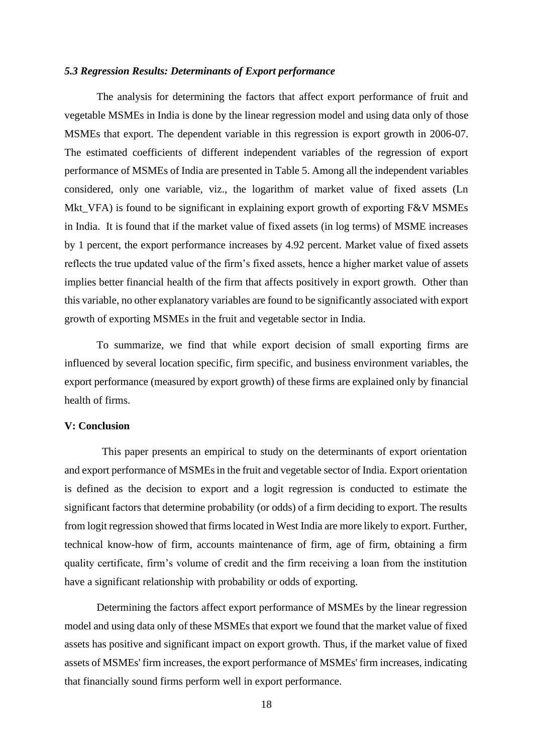### *5.3 Regression Results: Determinants of Export performance*

The analysis for determining the factors that affect export performance of fruit and vegetable MSMEs in India is done by the linear regression model and using data only of those MSMEs that export. The dependent variable in this regression is export growth in 2006-07. The estimated coefficients of different independent variables of the regression of export performance of MSMEs of India are presented in Table 5. Among all the independent variables considered, only one variable, viz., the logarithm of market value of fixed assets (Ln Mkt_VFA) is found to be significant in explaining export growth of exporting F&V MSMEs in India. It is found that if the market value of fixed assets (in log terms) of MSME increases by 1 percent, the export performance increases by 4.92 percent. Market value of fixed assets reflects the true updated value of the firm's fixed assets, hence a higher market value of assets implies better financial health of the firm that affects positively in export growth. Other than this variable, no other explanatory variables are found to be significantly associated with export growth of exporting MSMEs in the fruit and vegetable sector in India.

To summarize, we find that while export decision of small exporting firms are influenced by several location specific, firm specific, and business environment variables, the export performance (measured by export growth) of these firms are explained only by financial health of firms.

## V: Conclusion

This paper presents an empirical to study on the determinants of export orientation and export performance of MSMEs in the fruit and vegetable sector of India. Export orientation is defined as the decision to export and a logit regression is conducted to estimate the significant factors that determine probability (or odds) of a firm deciding to export. The results from logit regression showed that firms located in West India are more likely to export. Further, technical know-how of firm, accounts maintenance of firm, age of firm, obtaining a firm quality certificate, firm's volume of credit and the firm receiving a loan from the institution have a significant relationship with probability or odds of exporting.

Determining the factors affect export performance of MSMEs by the linear regression model and using data only of these MSMEs that export we found that the market value of fixed assets has positive and significant impact on export growth. Thus, if the market value of fixed assets of MSMEs' firm increases, the export performance of MSMEs' firm increases, indicating that financially sound firms perform well in export performance.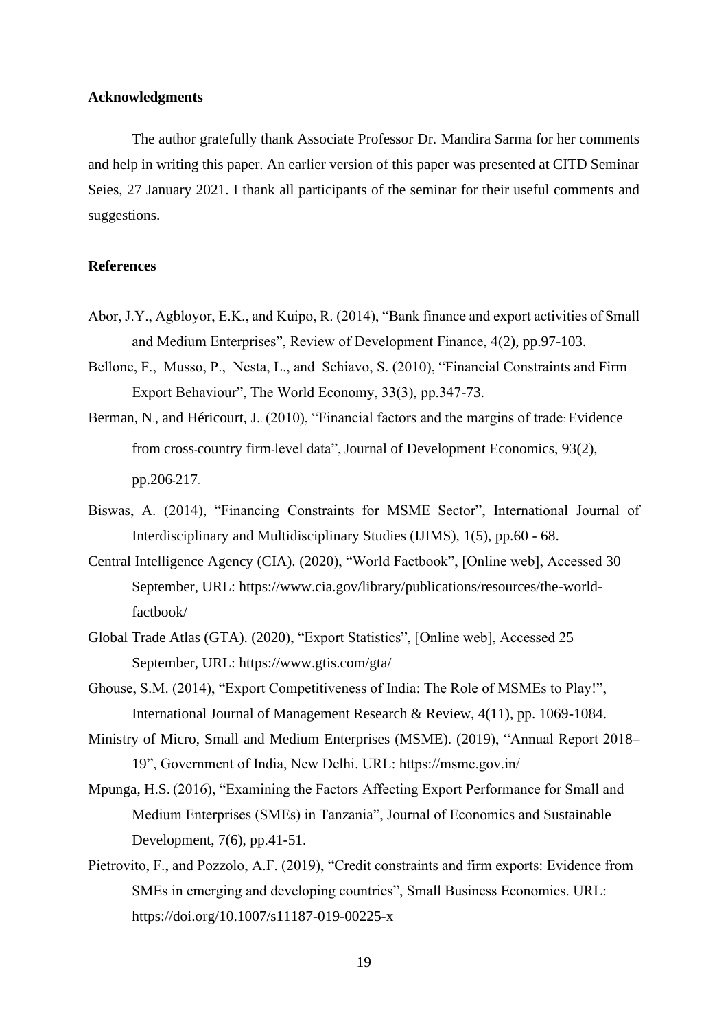**Acknowledgments**

The author gratefully thank Associate Professor Dr. Mandira Sarma for her comments and help in writing this paper. An earlier version of this paper was presented at CITD Seminar Seies, 27 January 2021. I thank all participants of the seminar for their useful comments and suggestions.

**References**

Abor, J.Y., Agbloyor, E.K., and Kuipo, R. (2014), "Bank finance and export activities of Small and Medium Enterprises", Review of Development Finance, 4(2), pp.97-103.

Bellone, F., Musso, P., Nesta, L., and Schiavo, S. (2010), "Financial Constraints and Firm Export Behaviour", The World Economy, 33(3), pp.347-73.

Berman, N., and Héricourt, J.. (2010), "Financial factors and the margins of trade: Evidence from cross-country firm-level data", Journal of Development Economics, 93(2), pp.206-217.

Biswas, A. (2014), "Financing Constraints for MSME Sector", International Journal of Interdisciplinary and Multidisciplinary Studies (IJIMS), 1(5), pp.60 - 68.

Central Intelligence Agency (CIA). (2020), "World Factbook", [Online web], Accessed 30 September, URL: https://www.cia.gov/library/publications/resources/the-world-factbook/

Global Trade Atlas (GTA). (2020), "Export Statistics", [Online web], Accessed 25 September, URL: https://www.gtis.com/gta/

Ghouse, S.M. (2014), "Export Competitiveness of India: The Role of MSMEs to Play!", International Journal of Management Research & Review, 4(11), pp. 1069-1084.

Ministry of Micro, Small and Medium Enterprises (MSME). (2019), "Annual Report 2018–19", Government of India, New Delhi. URL: https://msme.gov.in/

Mpunga, H.S. (2016), "Examining the Factors Affecting Export Performance for Small and Medium Enterprises (SMEs) in Tanzania", Journal of Economics and Sustainable Development, 7(6), pp.41-51.

Pietrovito, F., and Pozzolo, A.F. (2019), "Credit constraints and firm exports: Evidence from SMEs in emerging and developing countries", Small Business Economics. URL: https://doi.org/10.1007/s11187-019-00225-x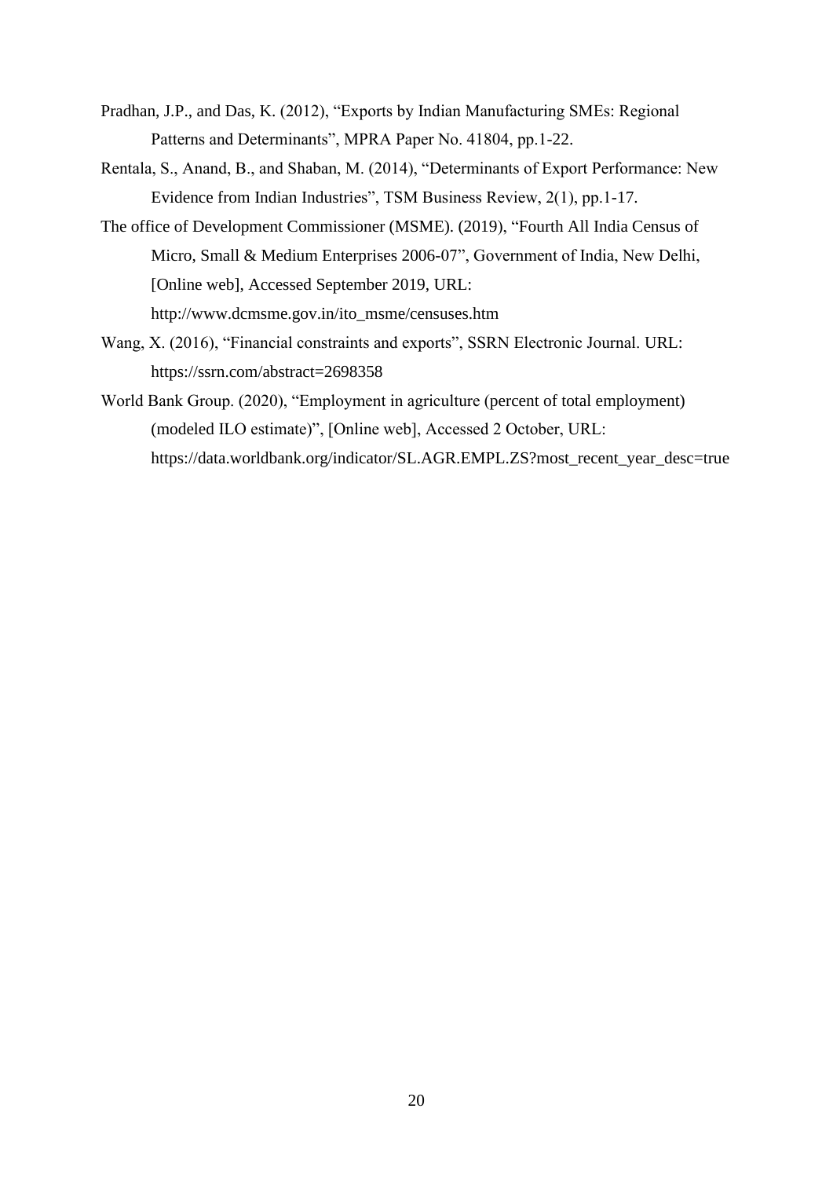Pradhan, J.P., and Das, K. (2012), "Exports by Indian Manufacturing SMEs: Regional Patterns and Determinants", MPRA Paper No. 41804, pp.1-22.

Rentala, S., Anand, B., and Shaban, M. (2014), "Determinants of Export Performance: New Evidence from Indian Industries", TSM Business Review, 2(1), pp.1-17.

The office of Development Commissioner (MSME). (2019), "Fourth All India Census of Micro, Small & Medium Enterprises 2006-07", Government of India, New Delhi, [Online web], Accessed September 2019, URL: http://www.dcmsme.gov.in/ito_msme/censuses.htm

Wang, X. (2016), "Financial constraints and exports", SSRN Electronic Journal. URL: https://ssrn.com/abstract=2698358

World Bank Group. (2020), "Employment in agriculture (percent of total employment) (modeled ILO estimate)", [Online web], Accessed 2 October, URL: https://data.worldbank.org/indicator/SL.AGR.EMPL.ZS?most_recent_year_desc=true